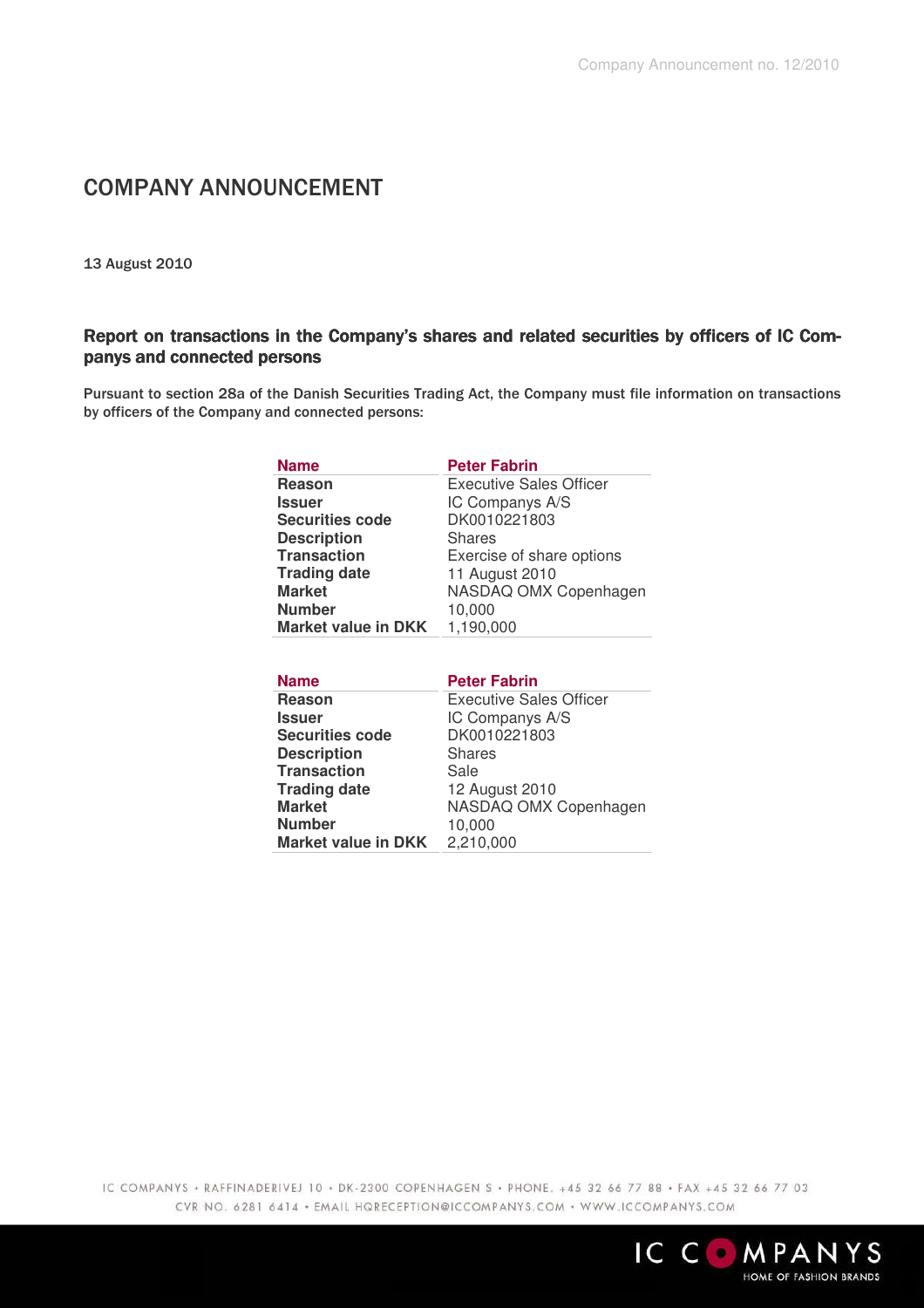Company Announcement no. 12/2010

# COMPANY ANNOUNCEMENT

13 August 2010

## Report on transactions in the Company's shares and related securities by officers of IC Companys and connected persons

Pursuant to section 28a of the Danish Securities Trading Act, the Company must file information on transactions by officers of the Company and connected persons:

| Name | Peter Fabrin |
|---|---|
| Reason | Executive Sales Officer |
| Issuer | IC Companys A/S |
| Securities code | DK0010221803 |
| Description | Shares |
| Transaction | Exercise of share options |
| Trading date | 11 August 2010 |
| Market | NASDAQ OMX Copenhagen |
| Number | 10,000 |
| Market value in DKK | 1,190,000 |

| Name | Peter Fabrin |
|---|---|
| Reason | Executive Sales Officer |
| Issuer | IC Companys A/S |
| Securities code | DK0010221803 |
| Description | Shares |
| Transaction | Sale |
| Trading date | 12 August 2010 |
| Market | NASDAQ OMX Copenhagen |
| Number | 10,000 |
| Market value in DKK | 2,210,000 |

IC COMPANYS • RAFFINADERIVEJ 10 • DK-2300 COPENHAGEN S • PHONE. +45 32 66 77 88 • FAX +45 32 66 77 03
CVR NO. 6281 6414 • EMAIL HQRECEPTION@ICCOMPANYS.COM • WWW.ICCOMPANYS.COM

IC COMPANYS
HOME OF FASHION BRANDS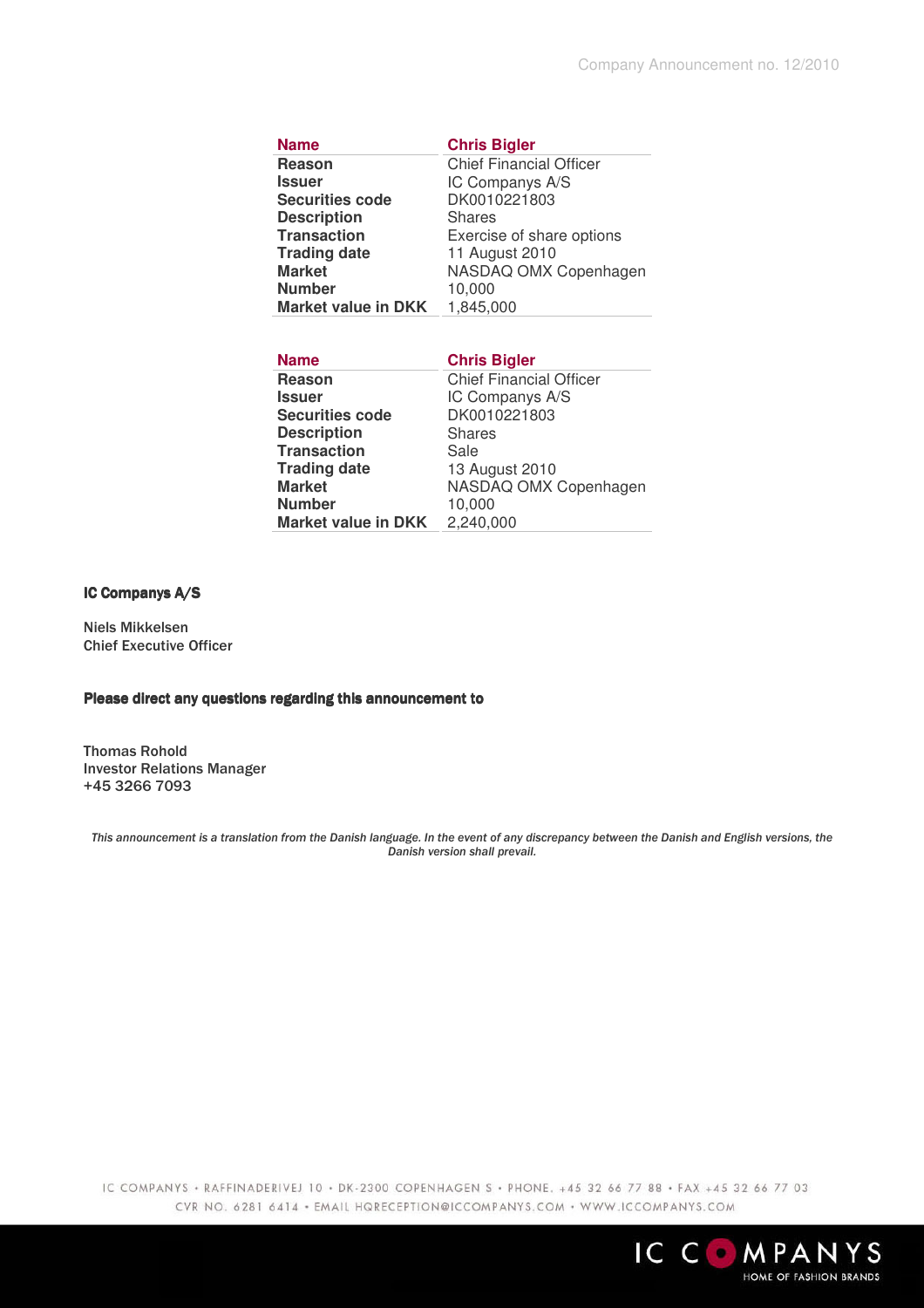| Name | Chris Bigler |
| --- | --- |
| Reason | Chief Financial Officer |
| Issuer | IC Companys A/S |
| Securities code | DK0010221803 |
| Description | Shares |
| Transaction | Exercise of share options |
| Trading date | 11 August 2010 |
| Market | NASDAQ OMX Copenhagen |
| Number | 10,000 |
| Market value in DKK | 1,845,000 |

| Name | Chris Bigler |
| --- | --- |
| Reason | Chief Financial Officer |
| Issuer | IC Companys A/S |
| Securities code | DK0010221803 |
| Description | Shares |
| Transaction | Sale |
| Trading date | 13 August 2010 |
| Market | NASDAQ OMX Copenhagen |
| Number | 10,000 |
| Market value in DKK | 2,240,000 |

**IC Companys A/S**

Niels Mikkelsen
Chief Executive Officer

**Please direct any questions regarding this announcement to**

Thomas Rohold
Investor Relations Manager
+45 3266 7093

*This announcement is a translation from the Danish language. In the event of any discrepancy between the Danish and English versions, the Danish version shall prevail.*

IC COMPANYS • RAFFINADERIVEJ 10 • DK-2300 COPENHAGEN S • PHONE. +45 32 66 77 88 • FAX +45 32 66 77 03
CVR NO. 6281 6414 • EMAIL HQRECEPTION@ICCOMPANYS.COM • WWW.ICCOMPANYS.COM